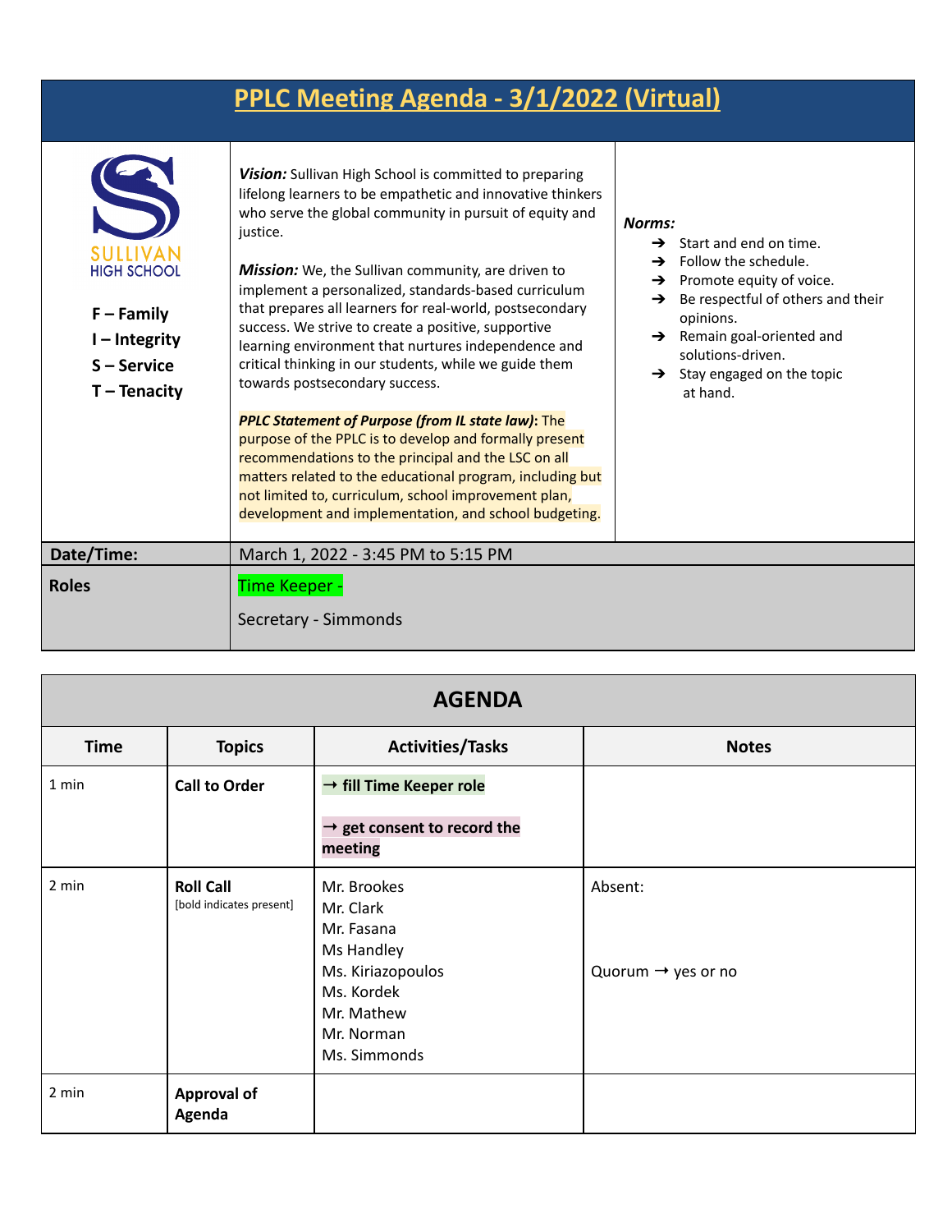# PPLC Meeting Agenda - 3/1/2022 (Virtual)

SULLIVAN HIGH SCHOOL

**F – Family**
**I – Integrity**
**S – Service**
**T – Tenacity**

***Vision:*** Sullivan High School is committed to preparing lifelong learners to be empathetic and innovative thinkers who serve the global community in pursuit of equity and justice.

***Mission:*** We, the Sullivan community, are driven to implement a personalized, standards-based curriculum that prepares all learners for real-world, postsecondary success. We strive to create a positive, supportive learning environment that nurtures independence and critical thinking in our students, while we guide them towards postsecondary success.

***PPLC Statement of Purpose (from IL state law)*:** The purpose of the PPLC is to develop and formally present recommendations to the principal and the LSC on all matters related to the educational program, including but not limited to, curriculum, school improvement plan, development and implementation, and school budgeting.

***Norms:***

- ➔ Start and end on time.
- ➔ Follow the schedule.
- ➔ Promote equity of voice.
- ➔ Be respectful of others and their opinions.
- ➔ Remain goal-oriented and solutions-driven.
- ➔ Stay engaged on the topic at hand.

| | |
|---|---|
| **Date/Time:** | March 1, 2022 - 3:45 PM to 5:15 PM |
| **Roles** | Time Keeper - <br><br>Secretary - Simmonds |

## AGENDA

| Time | Topics | Activities/Tasks | Notes |
|---|---|---|---|
| 1 min | **Call to Order** | **→ fill Time Keeper role**<br><br>**→ get consent to record the meeting** | |
| 2 min | **Roll Call**<br>[bold indicates present] | Mr. Brookes<br>Mr. Clark<br>Mr. Fasana<br>Ms Handley<br>Ms. Kiriazopoulos<br>Ms. Kordek<br>Mr. Mathew<br>Mr. Norman<br>Ms. Simmonds | Absent:<br><br>Quorum → yes or no |
| 2 min | **Approval of Agenda** | | |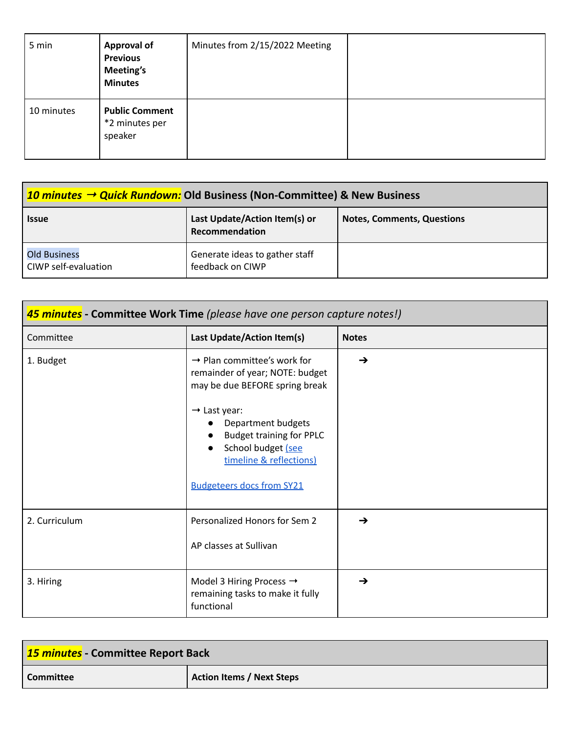| 5 min | **Approval of Previous Meeting's Minutes** | Minutes from 2/15/2022 Meeting | |
|---|---|---|---|
| 10 minutes | **Public Comment** *2 minutes per speaker | | |

| ***10 minutes → Quick Rundown:*** **Old Business (Non-Committee) & New Business** | | |
|---|---|---|
| **Issue** | **Last Update/Action Item(s) or Recommendation** | **Notes, Comments, Questions** |
| Old Business<br>CIWP self-evaluation | Generate ideas to gather staff feedback on CIWP | |

| ***45 minutes*** **- Committee Work Time** *(please have one person capture notes!)* | | |
|---|---|---|
| Committee | **Last Update/Action Item(s)** | **Notes** |
| 1. Budget | → Plan committee's work for remainder of year; NOTE: budget may be due BEFORE spring break<br><br>→ Last year:<br>● Department budgets<br>● Budget training for PPLC<br>● School budget (see timeline & reflections)<br><br>Budgeteers docs from SY21 | → |
| 2. Curriculum | Personalized Honors for Sem 2<br><br>AP classes at Sullivan | → |
| 3. Hiring | Model 3 Hiring Process → remaining tasks to make it fully functional | → |

| ***15 minutes*** **- Committee Report Back** | |
|---|---|
| **Committee** | **Action Items / Next Steps** |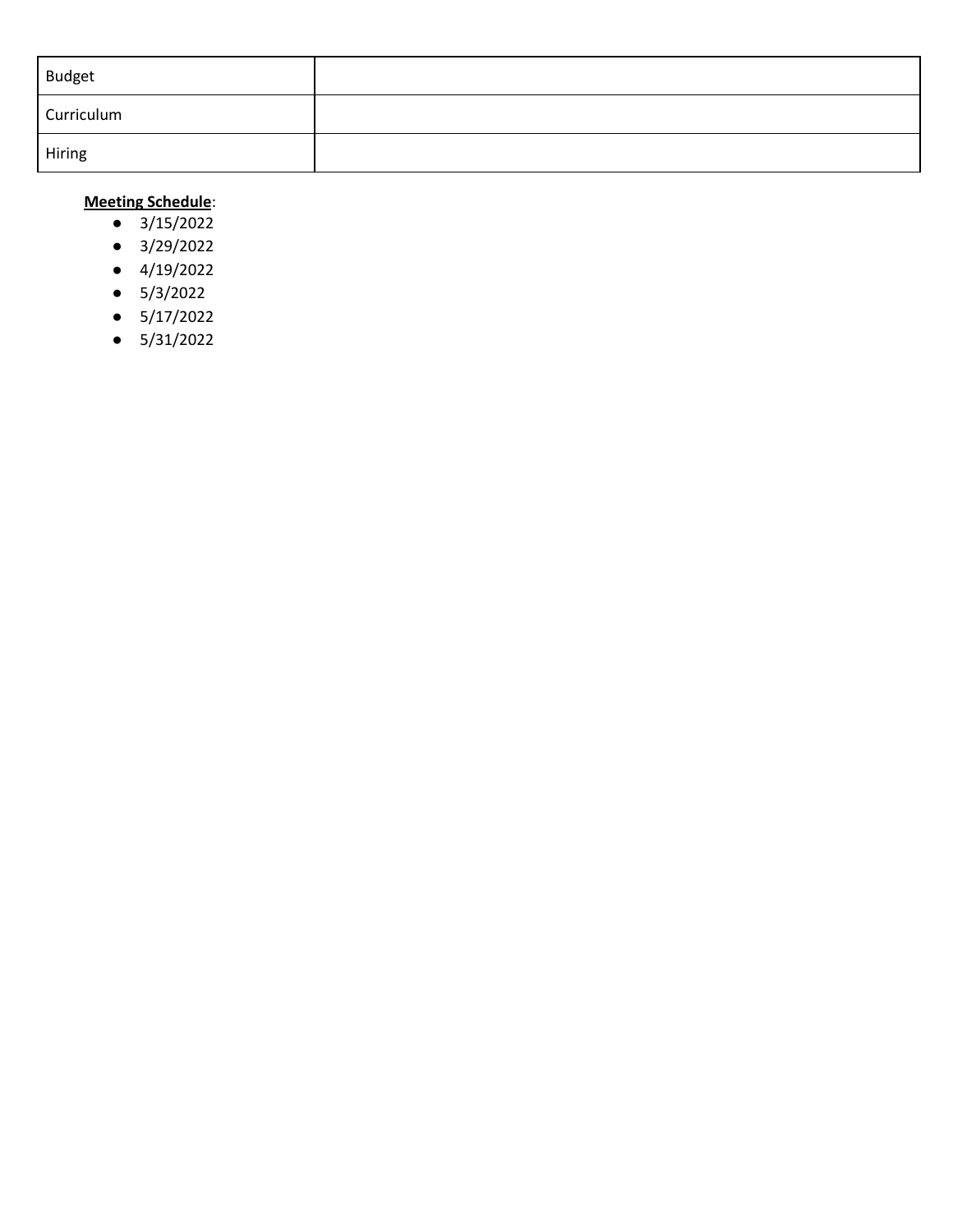| | |
|---|---|
| Budget | |
| Curriculum | |
| Hiring | |

**Meeting Schedule**:

- 3/15/2022
- 3/29/2022
- 4/19/2022
- 5/3/2022
- 5/17/2022
- 5/31/2022